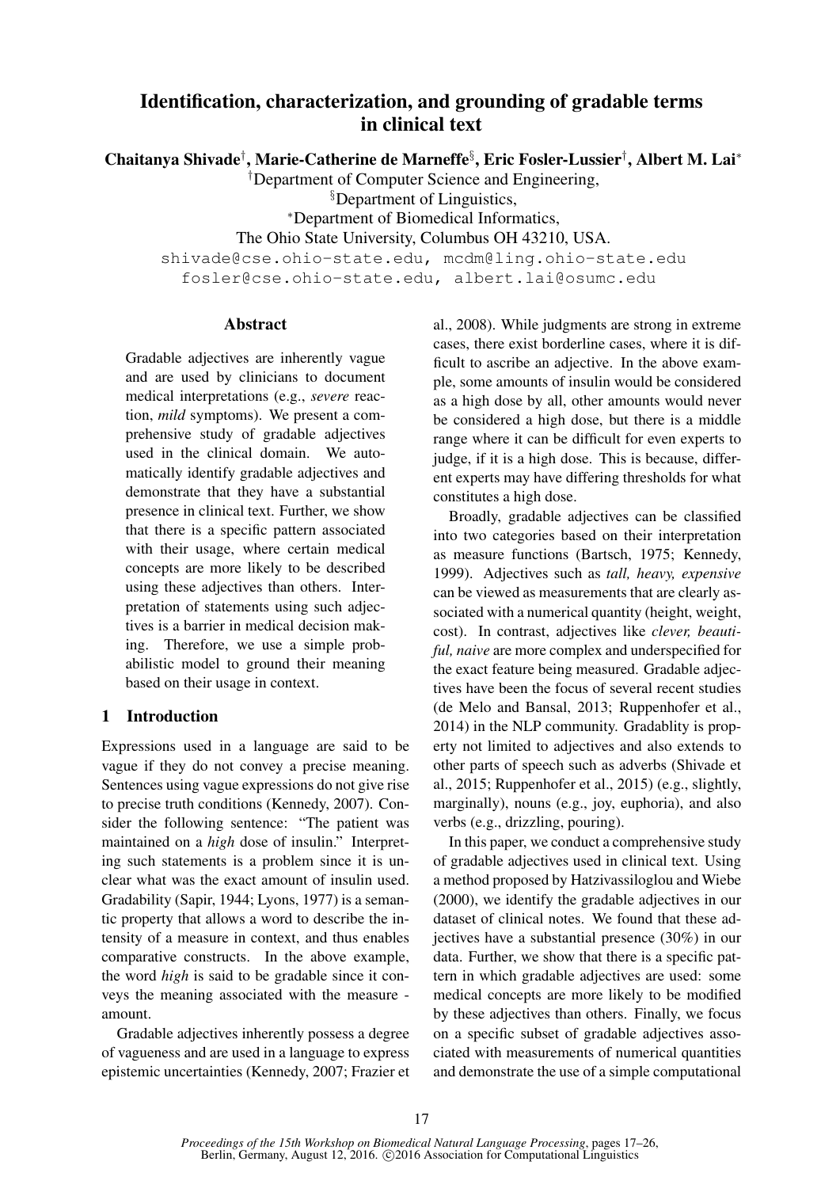# Identification, characterization, and grounding of gradable terms in clinical text

**Chaitanya Shivade[†], Marie-Catherine de Marneffe[§], Eric Fosler-Lussier[†], Albert M. Lai[*]**

[†]Department of Computer Science and Engineering,
[§]Department of Linguistics,
[*]Department of Biomedical Informatics,
The Ohio State University, Columbus OH 43210, USA.

shivade@cse.ohio-state.edu, mcdm@ling.ohio-state.edu
fosler@cse.ohio-state.edu, albert.lai@osumc.edu

## Abstract

Gradable adjectives are inherently vague and are used by clinicians to document medical interpretations (e.g., *severe* reaction, *mild* symptoms). We present a comprehensive study of gradable adjectives used in the clinical domain. We automatically identify gradable adjectives and demonstrate that they have a substantial presence in clinical text. Further, we show that there is a specific pattern associated with their usage, where certain medical concepts are more likely to be described using these adjectives than others. Interpretation of statements using such adjectives is a barrier in medical decision making. Therefore, we use a simple probabilistic model to ground their meaning based on their usage in context.

## 1 Introduction

Expressions used in a language are said to be vague if they do not convey a precise meaning. Sentences using vague expressions do not give rise to precise truth conditions (Kennedy, 2007). Consider the following sentence: "The patient was maintained on a *high* dose of insulin." Interpreting such statements is a problem since it is unclear what was the exact amount of insulin used. Gradability (Sapir, 1944; Lyons, 1977) is a semantic property that allows a word to describe the intensity of a measure in context, and thus enables comparative constructs. In the above example, the word *high* is said to be gradable since it conveys the meaning associated with the measure - amount.

Gradable adjectives inherently possess a degree of vagueness and are used in a language to express epistemic uncertainties (Kennedy, 2007; Frazier et al., 2008). While judgments are strong in extreme cases, there exist borderline cases, where it is difficult to ascribe an adjective. In the above example, some amounts of insulin would be considered as a high dose by all, other amounts would never be considered a high dose, but there is a middle range where it can be difficult for even experts to judge, if it is a high dose. This is because, different experts may have differing thresholds for what constitutes a high dose.

Broadly, gradable adjectives can be classified into two categories based on their interpretation as measure functions (Bartsch, 1975; Kennedy, 1999). Adjectives such as *tall, heavy, expensive* can be viewed as measurements that are clearly associated with a numerical quantity (height, weight, cost). In contrast, adjectives like *clever, beautiful, naive* are more complex and underspecified for the exact feature being measured. Gradable adjectives have been the focus of several recent studies (de Melo and Bansal, 2013; Ruppenhofer et al., 2014) in the NLP community. Gradablity is property not limited to adjectives and also extends to other parts of speech such as adverbs (Shivade et al., 2015; Ruppenhofer et al., 2015) (e.g., slightly, marginally), nouns (e.g., joy, euphoria), and also verbs (e.g., drizzling, pouring).

In this paper, we conduct a comprehensive study of gradable adjectives used in clinical text. Using a method proposed by Hatzivassiloglou and Wiebe (2000), we identify the gradable adjectives in our dataset of clinical notes. We found that these adjectives have a substantial presence (30%) in our data. Further, we show that there is a specific pattern in which gradable adjectives are used: some medical concepts are more likely to be modified by these adjectives than others. Finally, we focus on a specific subset of gradable adjectives associated with measurements of numerical quantities and demonstrate the use of a simple computational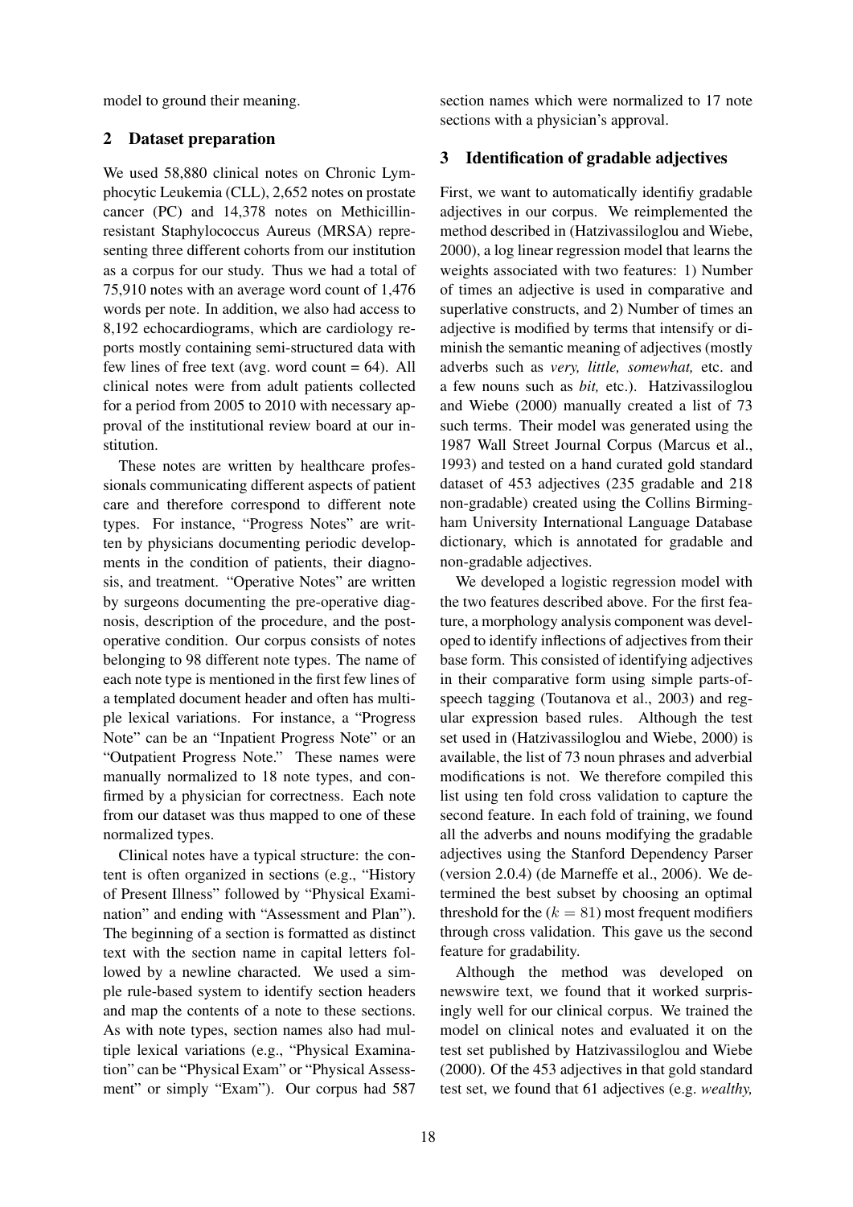model to ground their meaning.

## 2 Dataset preparation

We used 58,880 clinical notes on Chronic Lymphocytic Leukemia (CLL), 2,652 notes on prostate cancer (PC) and 14,378 notes on Methicillin-resistant Staphylococcus Aureus (MRSA) representing three different cohorts from our institution as a corpus for our study. Thus we had a total of 75,910 notes with an average word count of 1,476 words per note. In addition, we also had access to 8,192 echocardiograms, which are cardiology reports mostly containing semi-structured data with few lines of free text (avg. word count = 64). All clinical notes were from adult patients collected for a period from 2005 to 2010 with necessary approval of the institutional review board at our institution.

These notes are written by healthcare professionals communicating different aspects of patient care and therefore correspond to different note types. For instance, "Progress Notes" are written by physicians documenting periodic developments in the condition of patients, their diagnosis, and treatment. "Operative Notes" are written by surgeons documenting the pre-operative diagnosis, description of the procedure, and the post-operative condition. Our corpus consists of notes belonging to 98 different note types. The name of each note type is mentioned in the first few lines of a templated document header and often has multiple lexical variations. For instance, a "Progress Note" can be an "Inpatient Progress Note" or an "Outpatient Progress Note." These names were manually normalized to 18 note types, and confirmed by a physician for correctness. Each note from our dataset was thus mapped to one of these normalized types.

Clinical notes have a typical structure: the content is often organized in sections (e.g., "History of Present Illness" followed by "Physical Examination" and ending with "Assessment and Plan"). The beginning of a section is formatted as distinct text with the section name in capital letters followed by a newline characted. We used a simple rule-based system to identify section headers and map the contents of a note to these sections. As with note types, section names also had multiple lexical variations (e.g., "Physical Examination" can be "Physical Exam" or "Physical Assessment" or simply "Exam"). Our corpus had 587 section names which were normalized to 17 note sections with a physician's approval.

## 3 Identification of gradable adjectives

First, we want to automatically identifiy gradable adjectives in our corpus. We reimplemented the method described in (Hatzivassiloglou and Wiebe, 2000), a log linear regression model that learns the weights associated with two features: 1) Number of times an adjective is used in comparative and superlative constructs, and 2) Number of times an adjective is modified by terms that intensify or diminish the semantic meaning of adjectives (mostly adverbs such as *very, little, somewhat,* etc. and a few nouns such as *bit,* etc.). Hatzivassiloglou and Wiebe (2000) manually created a list of 73 such terms. Their model was generated using the 1987 Wall Street Journal Corpus (Marcus et al., 1993) and tested on a hand curated gold standard dataset of 453 adjectives (235 gradable and 218 non-gradable) created using the Collins Birmingham University International Language Database dictionary, which is annotated for gradable and non-gradable adjectives.

We developed a logistic regression model with the two features described above. For the first feature, a morphology analysis component was developed to identify inflections of adjectives from their base form. This consisted of identifying adjectives in their comparative form using simple parts-of-speech tagging (Toutanova et al., 2003) and regular expression based rules. Although the test set used in (Hatzivassiloglou and Wiebe, 2000) is available, the list of 73 noun phrases and adverbial modifications is not. We therefore compiled this list using ten fold cross validation to capture the second feature. In each fold of training, we found all the adverbs and nouns modifying the gradable adjectives using the Stanford Dependency Parser (version 2.0.4) (de Marneffe et al., 2006). We determined the best subset by choosing an optimal threshold for the ($k = 81$) most frequent modifiers through cross validation. This gave us the second feature for gradability.

Although the method was developed on newswire text, we found that it worked surprisingly well for our clinical corpus. We trained the model on clinical notes and evaluated it on the test set published by Hatzivassiloglou and Wiebe (2000). Of the 453 adjectives in that gold standard test set, we found that 61 adjectives (e.g. *wealthy,*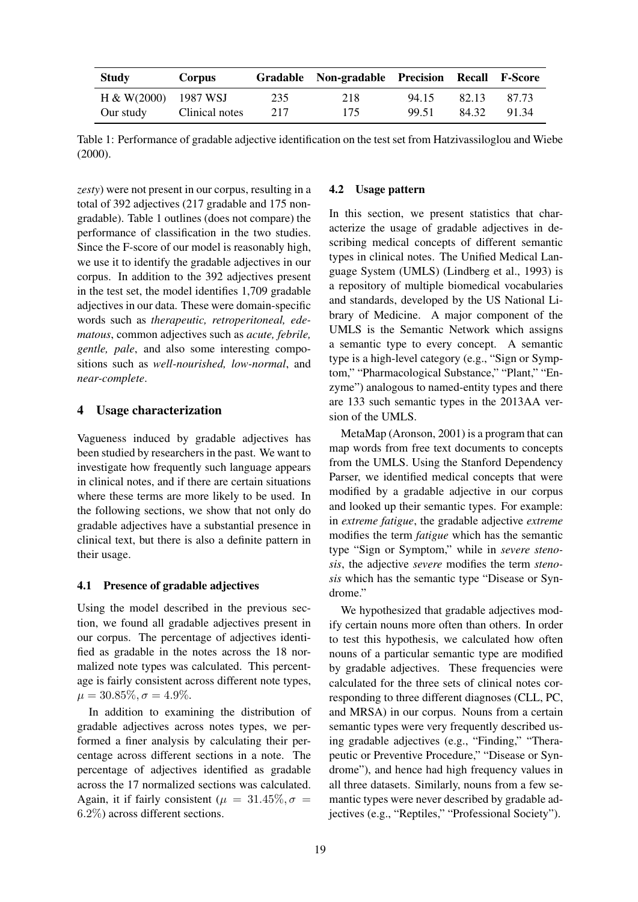| Study | Corpus | Gradable | Non-gradable | Precision | Recall | F-Score |
| --- | --- | --- | --- | --- | --- | --- |
| H & W(2000) | 1987 WSJ | 235 | 218 | 94.15 | 82.13 | 87.73 |
| Our study | Clinical notes | 217 | 175 | 99.51 | 84.32 | 91.34 |

Table 1: Performance of gradable adjective identification on the test set from Hatzivassiloglou and Wiebe (2000).

*zesty*) were not present in our corpus, resulting in a total of 392 adjectives (217 gradable and 175 non-gradable). Table 1 outlines (does not compare) the performance of classification in the two studies. Since the F-score of our model is reasonably high, we use it to identify the gradable adjectives in our corpus. In addition to the 392 adjectives present in the test set, the model identifies 1,709 gradable adjectives in our data. These were domain-specific words such as *therapeutic, retroperitoneal, edematous*, common adjectives such as *acute, febrile, gentle, pale*, and also some interesting compositions such as *well-nourished, low-normal*, and *near-complete*.

## 4 Usage characterization

Vagueness induced by gradable adjectives has been studied by researchers in the past. We want to investigate how frequently such language appears in clinical notes, and if there are certain situations where these terms are more likely to be used. In the following sections, we show that not only do gradable adjectives have a substantial presence in clinical text, but there is also a definite pattern in their usage.

### 4.1 Presence of gradable adjectives

Using the model described in the previous section, we found all gradable adjectives present in our corpus. The percentage of adjectives identified as gradable in the notes across the 18 normalized note types was calculated. This percentage is fairly consistent across different note types, $\mu = 30.85\%, \sigma = 4.9\%$.

In addition to examining the distribution of gradable adjectives across notes types, we performed a finer analysis by calculating their percentage across different sections in a note. The percentage of adjectives identified as gradable across the 17 normalized sections was calculated. Again, it if fairly consistent ($\mu = 31.45\%, \sigma = 6.2\%$) across different sections.

### 4.2 Usage pattern

In this section, we present statistics that characterize the usage of gradable adjectives in describing medical concepts of different semantic types in clinical notes. The Unified Medical Language System (UMLS) (Lindberg et al., 1993) is a repository of multiple biomedical vocabularies and standards, developed by the US National Library of Medicine. A major component of the UMLS is the Semantic Network which assigns a semantic type to every concept. A semantic type is a high-level category (e.g., "Sign or Symptom," "Pharmacological Substance," "Plant," "Enzyme") analogous to named-entity types and there are 133 such semantic types in the 2013AA version of the UMLS.

MetaMap (Aronson, 2001) is a program that can map words from free text documents to concepts from the UMLS. Using the Stanford Dependency Parser, we identified medical concepts that were modified by a gradable adjective in our corpus and looked up their semantic types. For example: in *extreme fatigue*, the gradable adjective *extreme* modifies the term *fatigue* which has the semantic type "Sign or Symptom," while in *severe stenosis*, the adjective *severe* modifies the term *stenosis* which has the semantic type "Disease or Syndrome."

We hypothesized that gradable adjectives modify certain nouns more often than others. In order to test this hypothesis, we calculated how often nouns of a particular semantic type are modified by gradable adjectives. These frequencies were calculated for the three sets of clinical notes corresponding to three different diagnoses (CLL, PC, and MRSA) in our corpus. Nouns from a certain semantic types were very frequently described using gradable adjectives (e.g., "Finding," "Therapeutic or Preventive Procedure," "Disease or Syndrome"), and hence had high frequency values in all three datasets. Similarly, nouns from a few semantic types were never described by gradable adjectives (e.g., "Reptiles," "Professional Society").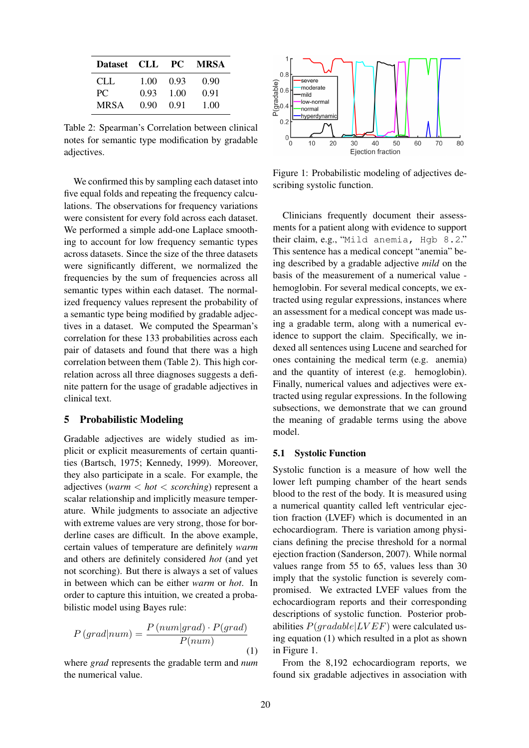| Dataset | CLL | PC | MRSA |
|---|---|---|---|
| CLL | 1.00 | 0.93 | 0.90 |
| PC | 0.93 | 1.00 | 0.91 |
| MRSA | 0.90 | 0.91 | 1.00 |

Table 2: Spearman's Correlation between clinical notes for semantic type modification by gradable adjectives.

We confirmed this by sampling each dataset into five equal folds and repeating the frequency calculations. The observations for frequency variations were consistent for every fold across each dataset. We performed a simple add-one Laplace smoothing to account for low frequency semantic types across datasets. Since the size of the three datasets were significantly different, we normalized the frequencies by the sum of frequencies across all semantic types within each dataset. The normalized frequency values represent the probability of a semantic type being modified by gradable adjectives in a dataset. We computed the Spearman's correlation for these 133 probabilities across each pair of datasets and found that there was a high correlation between them (Table 2). This high correlation across all three diagnoses suggests a definite pattern for the usage of gradable adjectives in clinical text.

## 5 Probabilistic Modeling

Gradable adjectives are widely studied as implicit or explicit measurements of certain quantities (Bartsch, 1975; Kennedy, 1999). Moreover, they also participate in a scale. For example, the adjectives (*warm* $<$ *hot* $<$ *scorching*) represent a scalar relationship and implicitly measure temperature. While judgments to associate an adjective with extreme values are very strong, those for borderline cases are difficult. In the above example, certain values of temperature are definitely *warm* and others are definitely considered *hot* (and yet not scorching). But there is always a set of values in between which can be either *warm* or *hot*. In order to capture this intuition, we created a probabilistic model using Bayes rule:

$$P\left(grad|num\right) = \frac{P\left(num|grad\right) \cdot P(grad)}{P(num)} \quad (1)$$

where *grad* represents the gradable term and *num* the numerical value.

Figure 1: Probabilistic modeling of adjectives describing systolic function.

Clinicians frequently document their assessments for a patient along with evidence to support their claim, e.g., "`Mild anemia, Hgb 8.2.`" This sentence has a medical concept "anemia" being described by a gradable adjective *mild* on the basis of the measurement of a numerical value - hemoglobin. For several medical concepts, we extracted using regular expressions, instances where an assessment for a medical concept was made using a gradable term, along with a numerical evidence to support the claim. Specifically, we indexed all sentences using Lucene and searched for ones containing the medical term (e.g. anemia) and the quantity of interest (e.g. hemoglobin). Finally, numerical values and adjectives were extracted using regular expressions. In the following subsections, we demonstrate that we can ground the meaning of gradable terms using the above model.

### 5.1 Systolic Function

Systolic function is a measure of how well the lower left pumping chamber of the heart sends blood to the rest of the body. It is measured using a numerical quantity called left ventricular ejection fraction (LVEF) which is documented in an echocardiogram. There is variation among physicians defining the precise threshold for a normal ejection fraction (Sanderson, 2007). While normal values range from 55 to 65, values less than 30 imply that the systolic function is severely compromised. We extracted LVEF values from the echocardiogram reports and their corresponding descriptions of systolic function. Posterior probabilities $P(gradable|LVEF)$ were calculated using equation (1) which resulted in a plot as shown in Figure 1.

From the 8,192 echocardiogram reports, we found six gradable adjectives in association with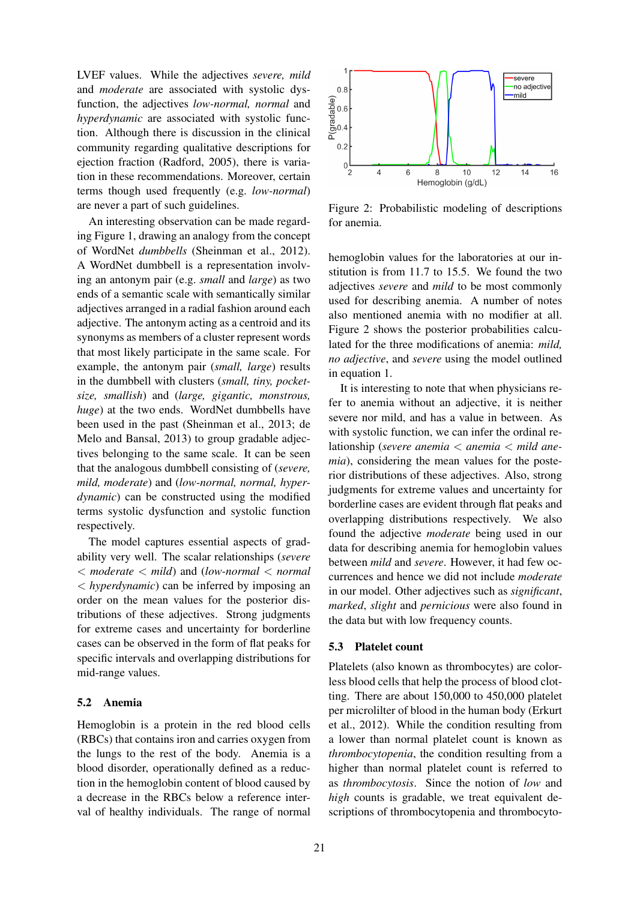LVEF values. While the adjectives *severe, mild* and *moderate* are associated with systolic dysfunction, the adjectives *low-normal, normal* and *hyperdynamic* are associated with systolic function. Although there is discussion in the clinical community regarding qualitative descriptions for ejection fraction (Radford, 2005), there is variation in these recommendations. Moreover, certain terms though used frequently (e.g. *low-normal*) are never a part of such guidelines.

An interesting observation can be made regarding Figure 1, drawing an analogy from the concept of WordNet *dumbbells* (Sheinman et al., 2012). A WordNet dumbbell is a representation involving an antonym pair (e.g. *small* and *large*) as two ends of a semantic scale with semantically similar adjectives arranged in a radial fashion around each adjective. The antonym acting as a centroid and its synonyms as members of a cluster represent words that most likely participate in the same scale. For example, the antonym pair (*small, large*) results in the dumbbell with clusters (*small, tiny, pocket-size, smallish*) and (*large, gigantic, monstrous, huge*) at the two ends. WordNet dumbbells have been used in the past (Sheinman et al., 2013; de Melo and Bansal, 2013) to group gradable adjectives belonging to the same scale. It can be seen that the analogous dumbbell consisting of (*severe, mild, moderate*) and (*low-normal, normal, hyperdynamic*) can be constructed using the modified terms systolic dysfunction and systolic function respectively.

The model captures essential aspects of gradability very well. The scalar relationships (*severe* < *moderate* < *mild*) and (*low-normal* < *normal* < *hyperdynamic*) can be inferred by imposing an order on the mean values for the posterior distributions of these adjectives. Strong judgments for extreme cases and uncertainty for borderline cases can be observed in the form of flat peaks for specific intervals and overlapping distributions for mid-range values.

### 5.2 Anemia

Hemoglobin is a protein in the red blood cells (RBCs) that contains iron and carries oxygen from the lungs to the rest of the body. Anemia is a blood disorder, operationally defined as a reduction in the hemoglobin content of blood caused by a decrease in the RBCs below a reference interval of healthy individuals. The range of normal hemoglobin values for the laboratories at our institution is from 11.7 to 15.5. We found the two adjectives *severe* and *mild* to be most commonly used for describing anemia. A number of notes also mentioned anemia with no modifier at all. Figure 2 shows the posterior probabilities calculated for the three modifications of anemia: *mild, no adjective*, and *severe* using the model outlined in equation 1.

Figure 2: Probabilistic modeling of descriptions for anemia.

It is interesting to note that when physicians refer to anemia without an adjective, it is neither severe nor mild, and has a value in between. As with systolic function, we can infer the ordinal relationship (*severe anemia* < *anemia* < *mild anemia*), considering the mean values for the posterior distributions of these adjectives. Also, strong judgments for extreme values and uncertainty for borderline cases are evident through flat peaks and overlapping distributions respectively. We also found the adjective *moderate* being used in our data for describing anemia for hemoglobin values between *mild* and *severe*. However, it had few occurrences and hence we did not include *moderate* in our model. Other adjectives such as *significant*, *marked*, *slight* and *pernicious* were also found in the data but with low frequency counts.

### 5.3 Platelet count

Platelets (also known as thrombocytes) are colorless blood cells that help the process of blood clotting. There are about 150,000 to 450,000 platelet per microlilter of blood in the human body (Erkurt et al., 2012). While the condition resulting from a lower than normal platelet count is known as *thrombocytopenia*, the condition resulting from a higher than normal platelet count is referred to as *thrombocytosis*. Since the notion of *low* and *high* counts is gradable, we treat equivalent descriptions of thrombocytopenia and thrombocyto-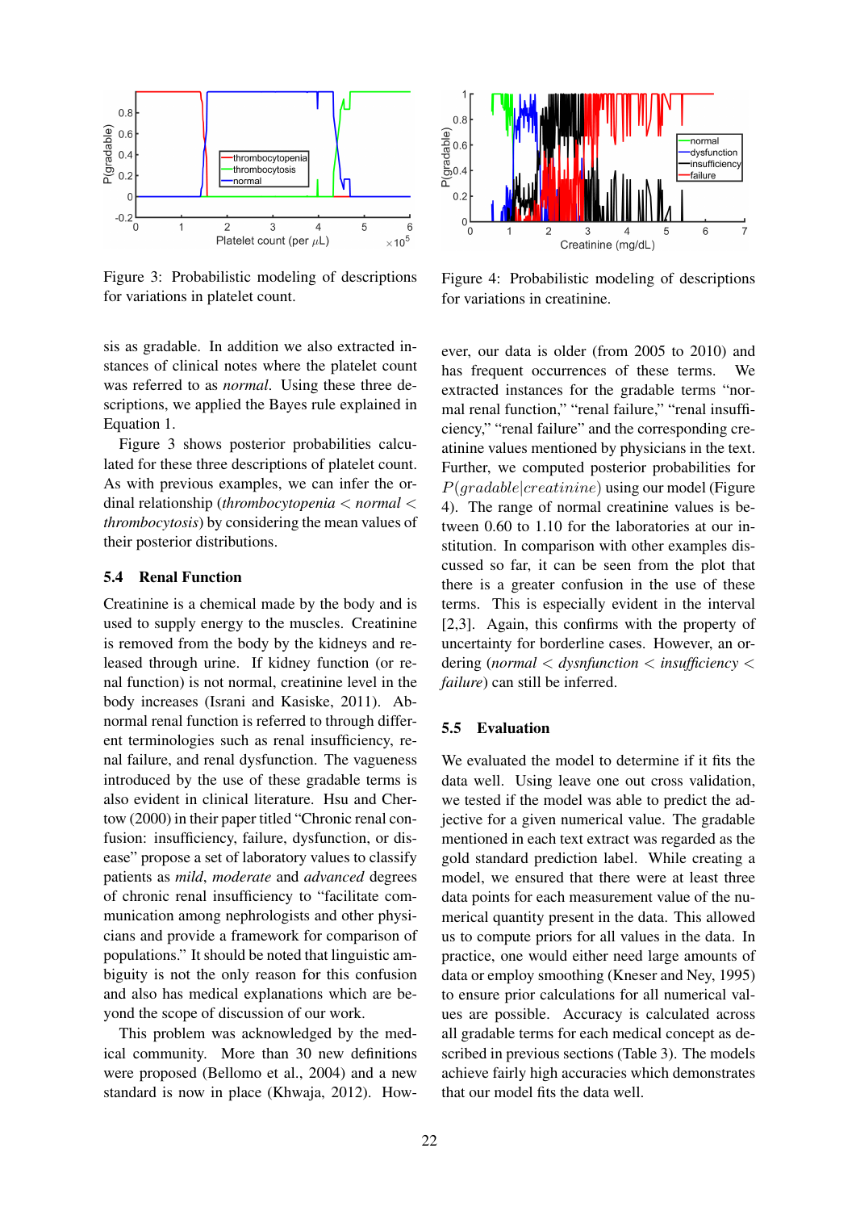Figure 3: Probabilistic modeling of descriptions for variations in platelet count.

Figure 4: Probabilistic modeling of descriptions for variations in creatinine.

sis as gradable. In addition we also extracted instances of clinical notes where the platelet count was referred to as *normal*. Using these three descriptions, we applied the Bayes rule explained in Equation 1.

Figure 3 shows posterior probabilities calculated for these three descriptions of platelet count. As with previous examples, we can infer the ordinal relationship (*thrombocytopenia* < *normal* < *thrombocytosis*) by considering the mean values of their posterior distributions.

### 5.4 Renal Function

Creatinine is a chemical made by the body and is used to supply energy to the muscles. Creatinine is removed from the body by the kidneys and released through urine. If kidney function (or renal function) is not normal, creatinine level in the body increases (Israni and Kasiske, 2011). Abnormal renal function is referred to through different terminologies such as renal insufficiency, renal failure, and renal dysfunction. The vagueness introduced by the use of these gradable terms is also evident in clinical literature. Hsu and Chertow (2000) in their paper titled "Chronic renal confusion: insufficiency, failure, dysfunction, or disease" propose a set of laboratory values to classify patients as *mild*, *moderate* and *advanced* degrees of chronic renal insufficiency to "facilitate communication among nephrologists and other physicians and provide a framework for comparison of populations." It should be noted that linguistic ambiguity is not the only reason for this confusion and also has medical explanations which are beyond the scope of discussion of our work.

This problem was acknowledged by the medical community. More than 30 new definitions were proposed (Bellomo et al., 2004) and a new standard is now in place (Khwaja, 2012). However, our data is older (from 2005 to 2010) and has frequent occurrences of these terms. We extracted instances for the gradable terms "normal renal function," "renal failure," "renal insufficiency," "renal failure" and the corresponding creatinine values mentioned by physicians in the text. Further, we computed posterior probabilities for $P(gradable|creatinine)$ using our model (Figure 4). The range of normal creatinine values is between 0.60 to 1.10 for the laboratories at our institution. In comparison with other examples discussed so far, it can be seen from the plot that there is a greater confusion in the use of these terms. This is especially evident in the interval [2,3]. Again, this confirms with the property of uncertainty for borderline cases. However, an ordering (*normal* < *dysnfunction* < *insufficiency* < *failure*) can still be inferred.

### 5.5 Evaluation

We evaluated the model to determine if it fits the data well. Using leave one out cross validation, we tested if the model was able to predict the adjective for a given numerical value. The gradable mentioned in each text extract was regarded as the gold standard prediction label. While creating a model, we ensured that there were at least three data points for each measurement value of the numerical quantity present in the data. This allowed us to compute priors for all values in the data. In practice, one would either need large amounts of data or employ smoothing (Kneser and Ney, 1995) to ensure prior calculations for all numerical values are possible. Accuracy is calculated across all gradable terms for each medical concept as described in previous sections (Table 3). The models achieve fairly high accuracies which demonstrates that our model fits the data well.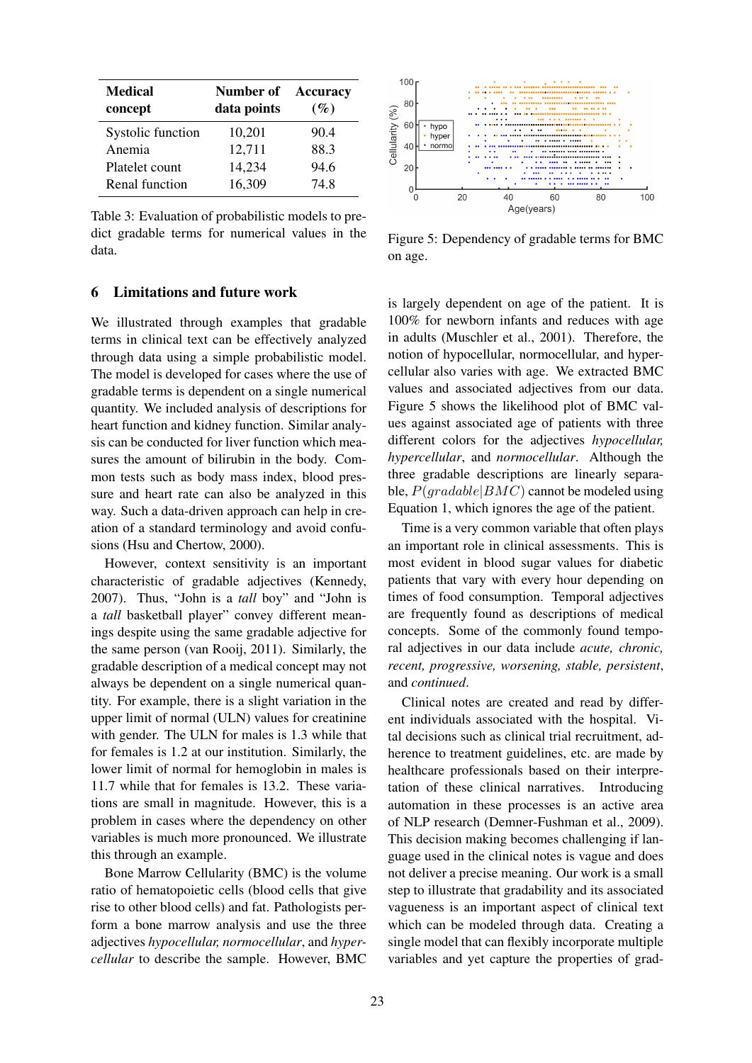| Medical concept | Number of data points | Accuracy (%) |
|---|---|---|
| Systolic function | 10,201 | 90.4 |
| Anemia | 12,711 | 88.3 |
| Platelet count | 14,234 | 94.6 |
| Renal function | 16,309 | 74.8 |

Table 3: Evaluation of probabilistic models to predict gradable terms for numerical values in the data.

Figure 5: Dependency of gradable terms for BMC on age.

## 6 Limitations and future work

We illustrated through examples that gradable terms in clinical text can be effectively analyzed through data using a simple probabilistic model. The model is developed for cases where the use of gradable terms is dependent on a single numerical quantity. We included analysis of descriptions for heart function and kidney function. Similar analysis can be conducted for liver function which measures the amount of bilirubin in the body. Common tests such as body mass index, blood pressure and heart rate can also be analyzed in this way. Such a data-driven approach can help in creation of a standard terminology and avoid confusions (Hsu and Chertow, 2000).

However, context sensitivity is an important characteristic of gradable adjectives (Kennedy, 2007). Thus, "John is a *tall* boy" and "John is a *tall* basketball player" convey different meanings despite using the same gradable adjective for the same person (van Rooij, 2011). Similarly, the gradable description of a medical concept may not always be dependent on a single numerical quantity. For example, there is a slight variation in the upper limit of normal (ULN) values for creatinine with gender. The ULN for males is 1.3 while that for females is 1.2 at our institution. Similarly, the lower limit of normal for hemoglobin in males is 11.7 while that for females is 13.2. These variations are small in magnitude. However, this is a problem in cases where the dependency on other variables is much more pronounced. We illustrate this through an example.

Bone Marrow Cellularity (BMC) is the volume ratio of hematopoietic cells (blood cells that give rise to other blood cells) and fat. Pathologists perform a bone marrow analysis and use the three adjectives *hypocellular, normocellular*, and *hypercellular* to describe the sample. However, BMC is largely dependent on age of the patient. It is 100% for newborn infants and reduces with age in adults (Muschler et al., 2001). Therefore, the notion of hypocellular, normocellular, and hypercellular also varies with age. We extracted BMC values and associated adjectives from our data. Figure 5 shows the likelihood plot of BMC values against associated age of patients with three different colors for the adjectives *hypocellular, hypercellular*, and *normocellular*. Although the three gradable descriptions are linearly separable, $P(gradable|BMC)$ cannot be modeled using Equation 1, which ignores the age of the patient.

Time is a very common variable that often plays an important role in clinical assessments. This is most evident in blood sugar values for diabetic patients that vary with every hour depending on times of food consumption. Temporal adjectives are frequently found as descriptions of medical concepts. Some of the commonly found temporal adjectives in our data include *acute, chronic, recent, progressive, worsening, stable, persistent*, and *continued*.

Clinical notes are created and read by different individuals associated with the hospital. Vital decisions such as clinical trial recruitment, adherence to treatment guidelines, etc. are made by healthcare professionals based on their interpretation of these clinical narratives. Introducing automation in these processes is an active area of NLP research (Demner-Fushman et al., 2009). This decision making becomes challenging if language used in the clinical notes is vague and does not deliver a precise meaning. Our work is a small step to illustrate that gradability and its associated vagueness is an important aspect of clinical text which can be modeled through data. Creating a single model that can flexibly incorporate multiple variables and yet capture the properties of grad-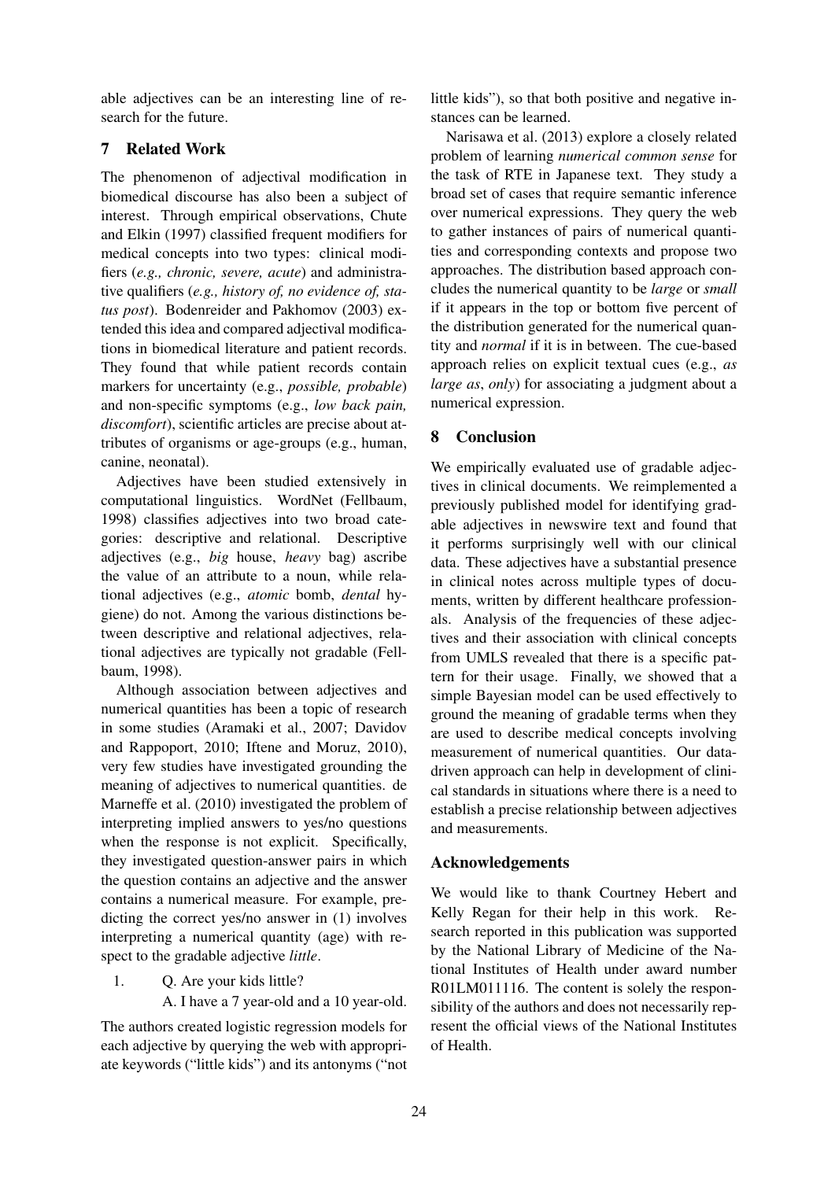able adjectives can be an interesting line of research for the future.

## 7 Related Work

The phenomenon of adjectival modification in biomedical discourse has also been a subject of interest. Through empirical observations, Chute and Elkin (1997) classified frequent modifiers for medical concepts into two types: clinical modifiers (*e.g., chronic, severe, acute*) and administrative qualifiers (*e.g., history of, no evidence of, status post*). Bodenreider and Pakhomov (2003) extended this idea and compared adjectival modifications in biomedical literature and patient records. They found that while patient records contain markers for uncertainty (e.g., *possible, probable*) and non-specific symptoms (e.g., *low back pain, discomfort*), scientific articles are precise about attributes of organisms or age-groups (e.g., human, canine, neonatal).

Adjectives have been studied extensively in computational linguistics. WordNet (Fellbaum, 1998) classifies adjectives into two broad categories: descriptive and relational. Descriptive adjectives (e.g., *big* house, *heavy* bag) ascribe the value of an attribute to a noun, while relational adjectives (e.g., *atomic* bomb, *dental* hygiene) do not. Among the various distinctions between descriptive and relational adjectives, relational adjectives are typically not gradable (Fellbaum, 1998).

Although association between adjectives and numerical quantities has been a topic of research in some studies (Aramaki et al., 2007; Davidov and Rappoport, 2010; Iftene and Moruz, 2010), very few studies have investigated grounding the meaning of adjectives to numerical quantities. de Marneffe et al. (2010) investigated the problem of interpreting implied answers to yes/no questions when the response is not explicit. Specifically, they investigated question-answer pairs in which the question contains an adjective and the answer contains a numerical measure. For example, predicting the correct yes/no answer in (1) involves interpreting a numerical quantity (age) with respect to the gradable adjective *little*.

1. Q. Are your kids little?
   A. I have a 7 year-old and a 10 year-old.

The authors created logistic regression models for each adjective by querying the web with appropriate keywords ("little kids") and its antonyms ("not little kids"), so that both positive and negative instances can be learned.

Narisawa et al. (2013) explore a closely related problem of learning *numerical common sense* for the task of RTE in Japanese text. They study a broad set of cases that require semantic inference over numerical expressions. They query the web to gather instances of pairs of numerical quantities and corresponding contexts and propose two approaches. The distribution based approach concludes the numerical quantity to be *large* or *small* if it appears in the top or bottom five percent of the distribution generated for the numerical quantity and *normal* if it is in between. The cue-based approach relies on explicit textual cues (e.g., *as large as*, *only*) for associating a judgment about a numerical expression.

## 8 Conclusion

We empirically evaluated use of gradable adjectives in clinical documents. We reimplemented a previously published model for identifying gradable adjectives in newswire text and found that it performs surprisingly well with our clinical data. These adjectives have a substantial presence in clinical notes across multiple types of documents, written by different healthcare professionals. Analysis of the frequencies of these adjectives and their association with clinical concepts from UMLS revealed that there is a specific pattern for their usage. Finally, we showed that a simple Bayesian model can be used effectively to ground the meaning of gradable terms when they are used to describe medical concepts involving measurement of numerical quantities. Our data-driven approach can help in development of clinical standards in situations where there is a need to establish a precise relationship between adjectives and measurements.

### Acknowledgements

We would like to thank Courtney Hebert and Kelly Regan for their help in this work. Research reported in this publication was supported by the National Library of Medicine of the National Institutes of Health under award number R01LM011116. The content is solely the responsibility of the authors and does not necessarily represent the official views of the National Institutes of Health.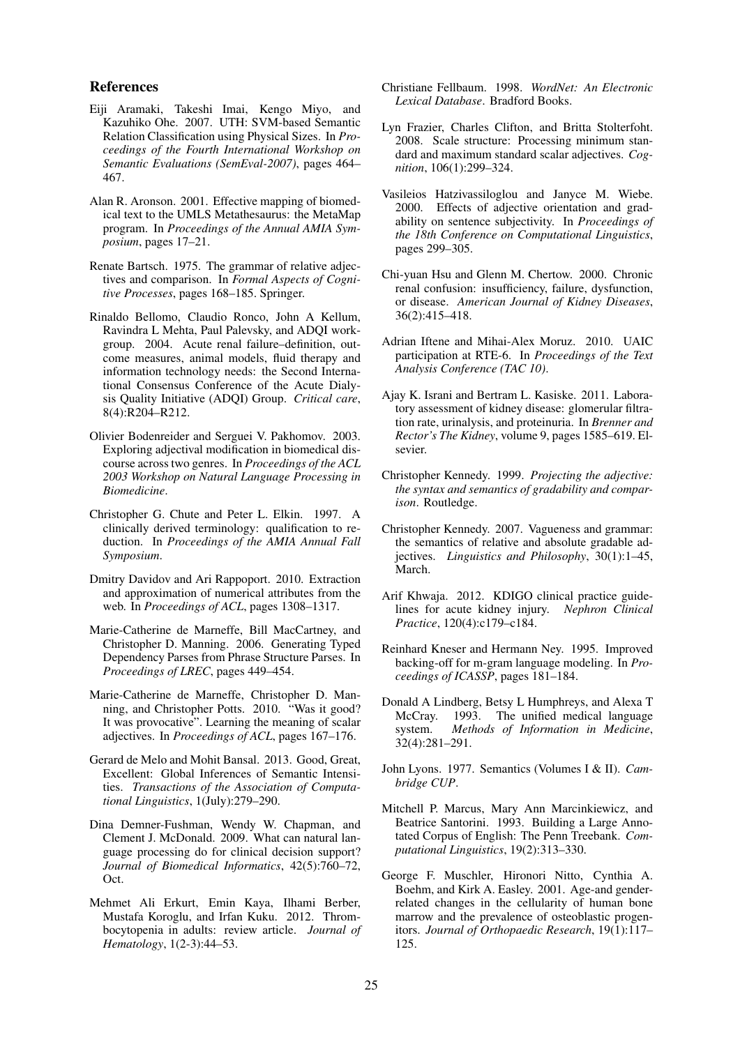## References

Eiji Aramaki, Takeshi Imai, Kengo Miyo, and Kazuhiko Ohe. 2007. UTH: SVM-based Semantic Relation Classification using Physical Sizes. In *Proceedings of the Fourth International Workshop on Semantic Evaluations (SemEval-2007)*, pages 464–467.

Alan R. Aronson. 2001. Effective mapping of biomedical text to the UMLS Metathesaurus: the MetaMap program. In *Proceedings of the Annual AMIA Symposium*, pages 17–21.

Renate Bartsch. 1975. The grammar of relative adjectives and comparison. In *Formal Aspects of Cognitive Processes*, pages 168–185. Springer.

Rinaldo Bellomo, Claudio Ronco, John A Kellum, Ravindra L Mehta, Paul Palevsky, and ADQI workgroup. 2004. Acute renal failure–definition, outcome measures, animal models, fluid therapy and information technology needs: the Second International Consensus Conference of the Acute Dialysis Quality Initiative (ADQI) Group. *Critical care*, 8(4):R204–R212.

Olivier Bodenreider and Serguei V. Pakhomov. 2003. Exploring adjectival modification in biomedical discourse across two genres. In *Proceedings of the ACL 2003 Workshop on Natural Language Processing in Biomedicine*.

Christopher G. Chute and Peter L. Elkin. 1997. A clinically derived terminology: qualification to reduction. In *Proceedings of the AMIA Annual Fall Symposium*.

Dmitry Davidov and Ari Rappoport. 2010. Extraction and approximation of numerical attributes from the web. In *Proceedings of ACL*, pages 1308–1317.

Marie-Catherine de Marneffe, Bill MacCartney, and Christopher D. Manning. 2006. Generating Typed Dependency Parses from Phrase Structure Parses. In *Proceedings of LREC*, pages 449–454.

Marie-Catherine de Marneffe, Christopher D. Manning, and Christopher Potts. 2010. "Was it good? It was provocative". Learning the meaning of scalar adjectives. In *Proceedings of ACL*, pages 167–176.

Gerard de Melo and Mohit Bansal. 2013. Good, Great, Excellent: Global Inferences of Semantic Intensities. *Transactions of the Association of Computational Linguistics*, 1(July):279–290.

Dina Demner-Fushman, Wendy W. Chapman, and Clement J. McDonald. 2009. What can natural language processing do for clinical decision support? *Journal of Biomedical Informatics*, 42(5):760–72, Oct.

Mehmet Ali Erkurt, Emin Kaya, Ilhami Berber, Mustafa Koroglu, and Irfan Kuku. 2012. Thrombocytopenia in adults: review article. *Journal of Hematology*, 1(2-3):44–53.

Christiane Fellbaum. 1998. *WordNet: An Electronic Lexical Database*. Bradford Books.

Lyn Frazier, Charles Clifton, and Britta Stolterfoht. 2008. Scale structure: Processing minimum standard and maximum standard scalar adjectives. *Cognition*, 106(1):299–324.

Vasileios Hatzivassiloglou and Janyce M. Wiebe. 2000. Effects of adjective orientation and gradability on sentence subjectivity. In *Proceedings of the 18th Conference on Computational Linguistics*, pages 299–305.

Chi-yuan Hsu and Glenn M. Chertow. 2000. Chronic renal confusion: insufficiency, failure, dysfunction, or disease. *American Journal of Kidney Diseases*, 36(2):415–418.

Adrian Iftene and Mihai-Alex Moruz. 2010. UAIC participation at RTE-6. In *Proceedings of the Text Analysis Conference (TAC 10)*.

Ajay K. Israni and Bertram L. Kasiske. 2011. Laboratory assessment of kidney disease: glomerular filtration rate, urinalysis, and proteinuria. In *Brenner and Rector's The Kidney*, volume 9, pages 1585–619. Elsevier.

Christopher Kennedy. 1999. *Projecting the adjective: the syntax and semantics of gradability and comparison*. Routledge.

Christopher Kennedy. 2007. Vagueness and grammar: the semantics of relative and absolute gradable adjectives. *Linguistics and Philosophy*, 30(1):1–45, March.

Arif Khwaja. 2012. KDIGO clinical practice guidelines for acute kidney injury. *Nephron Clinical Practice*, 120(4):c179–c184.

Reinhard Kneser and Hermann Ney. 1995. Improved backing-off for m-gram language modeling. In *Proceedings of ICASSP*, pages 181–184.

Donald A Lindberg, Betsy L Humphreys, and Alexa T McCray. 1993. The unified medical language system. *Methods of Information in Medicine*, 32(4):281–291.

John Lyons. 1977. Semantics (Volumes I & II). *Cambridge CUP*.

Mitchell P. Marcus, Mary Ann Marcinkiewicz, and Beatrice Santorini. 1993. Building a Large Annotated Corpus of English: The Penn Treebank. *Computational Linguistics*, 19(2):313–330.

George F. Muschler, Hironori Nitto, Cynthia A. Boehm, and Kirk A. Easley. 2001. Age-and gender-related changes in the cellularity of human bone marrow and the prevalence of osteoblastic progenitors. *Journal of Orthopaedic Research*, 19(1):117–125.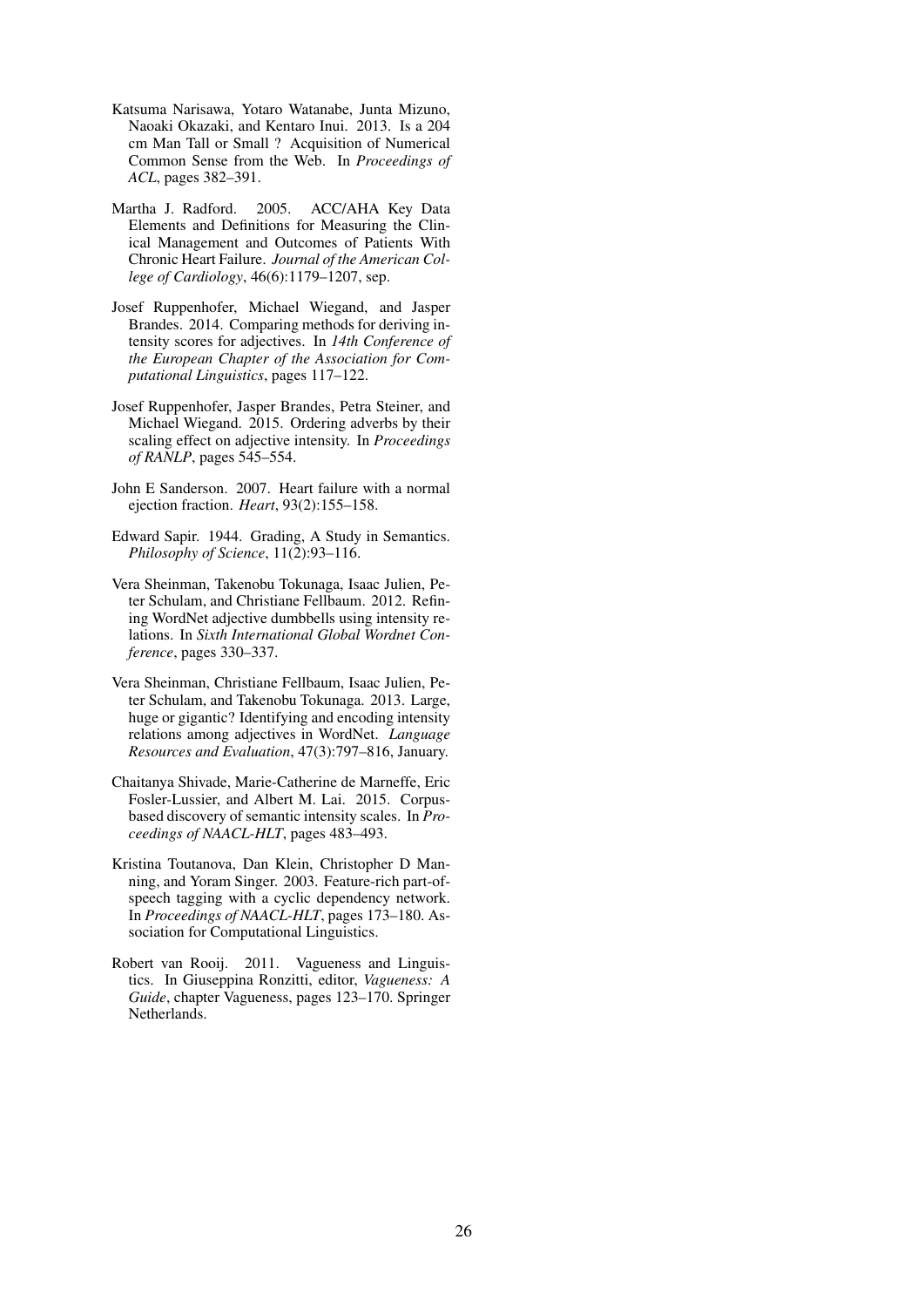Katsuma Narisawa, Yotaro Watanabe, Junta Mizuno, Naoaki Okazaki, and Kentaro Inui. 2013. Is a 204 cm Man Tall or Small ? Acquisition of Numerical Common Sense from the Web. In *Proceedings of ACL*, pages 382–391.

Martha J. Radford. 2005. ACC/AHA Key Data Elements and Definitions for Measuring the Clinical Management and Outcomes of Patients With Chronic Heart Failure. *Journal of the American College of Cardiology*, 46(6):1179–1207, sep.

Josef Ruppenhofer, Michael Wiegand, and Jasper Brandes. 2014. Comparing methods for deriving intensity scores for adjectives. In *14th Conference of the European Chapter of the Association for Computational Linguistics*, pages 117–122.

Josef Ruppenhofer, Jasper Brandes, Petra Steiner, and Michael Wiegand. 2015. Ordering adverbs by their scaling effect on adjective intensity. In *Proceedings of RANLP*, pages 545–554.

John E Sanderson. 2007. Heart failure with a normal ejection fraction. *Heart*, 93(2):155–158.

Edward Sapir. 1944. Grading, A Study in Semantics. *Philosophy of Science*, 11(2):93–116.

Vera Sheinman, Takenobu Tokunaga, Isaac Julien, Peter Schulam, and Christiane Fellbaum. 2012. Refining WordNet adjective dumbbells using intensity relations. In *Sixth International Global Wordnet Conference*, pages 330–337.

Vera Sheinman, Christiane Fellbaum, Isaac Julien, Peter Schulam, and Takenobu Tokunaga. 2013. Large, huge or gigantic? Identifying and encoding intensity relations among adjectives in WordNet. *Language Resources and Evaluation*, 47(3):797–816, January.

Chaitanya Shivade, Marie-Catherine de Marneffe, Eric Fosler-Lussier, and Albert M. Lai. 2015. Corpus-based discovery of semantic intensity scales. In *Proceedings of NAACL-HLT*, pages 483–493.

Kristina Toutanova, Dan Klein, Christopher D Manning, and Yoram Singer. 2003. Feature-rich part-of-speech tagging with a cyclic dependency network. In *Proceedings of NAACL-HLT*, pages 173–180. Association for Computational Linguistics.

Robert van Rooij. 2011. Vagueness and Linguistics. In Giuseppina Ronzitti, editor, *Vagueness: A Guide*, chapter Vagueness, pages 123–170. Springer Netherlands.